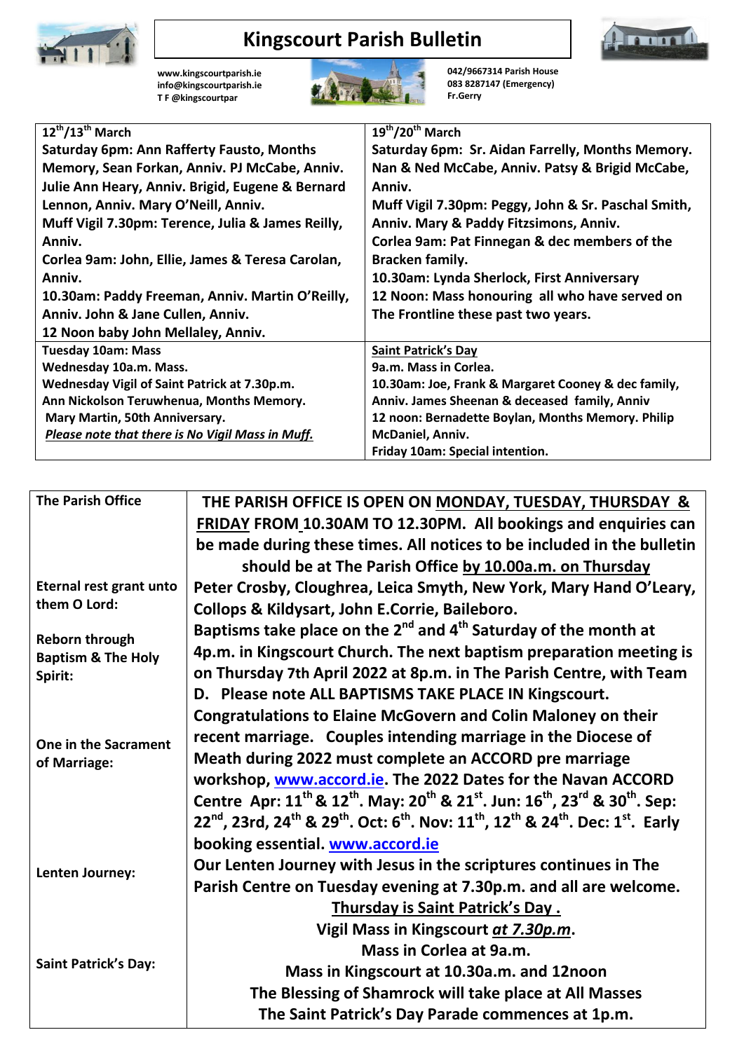# Kingscourt Parish Bulletin

www.kingscourtparish.ie
info@kingscourtparish.ie
T F @kingscourtpar

042/9667314 Parish House
083 8287147 (Emergency)
Fr.Gerry

| 12th/13th March | 19th/20th March |
|---|---|
| Saturday 6pm: Ann Rafferty Fausto, Months Memory, Sean Forkan, Anniv. PJ McCabe, Anniv. Julie Ann Heary, Anniv. Brigid, Eugene & Bernard Lennon, Anniv. Mary O'Neill, Anniv.<br>Muff Vigil 7.30pm: Terence, Julia & James Reilly, Anniv.<br>Corlea 9am: John, Ellie, James & Teresa Carolan, Anniv.<br>10.30am: Paddy Freeman, Anniv. Martin O'Reilly, Anniv. John & Jane Cullen, Anniv.<br>12 Noon baby John Mellaley, Anniv. | Saturday 6pm: Sr. Aidan Farrelly, Months Memory. Nan & Ned McCabe, Anniv. Patsy & Brigid McCabe, Anniv.<br>Muff Vigil 7.30pm: Peggy, John & Sr. Paschal Smith, Anniv. Mary & Paddy Fitzsimons, Anniv.<br>Corlea 9am: Pat Finnegan & dec members of the Bracken family.<br>10.30am: Lynda Sherlock, First Anniversary<br>12 Noon: Mass honouring all who have served on The Frontline these past two years. |
| Tuesday 10am: Mass<br>Wednesday 10a.m. Mass.<br>Wednesday Vigil of Saint Patrick at 7.30p.m.<br>Ann Nickolson Teruwhenua, Months Memory.<br>Mary Martin, 50th Anniversary.<br>*Please note that there is No Vigil Mass in Muff.* | Saint Patrick's Day<br>9a.m. Mass in Corlea.<br>10.30am: Joe, Frank & Margaret Cooney & dec family, Anniv. James Sheenan & deceased family, Anniv<br>12 noon: Bernadette Boylan, Months Memory. Philip McDaniel, Anniv.<br>Friday 10am: Special intention. |

| | |
|---|---|
| **The Parish Office** | **THE PARISH OFFICE IS OPEN ON MONDAY, TUESDAY, THURSDAY & FRIDAY FROM 10.30AM TO 12.30PM. All bookings and enquiries can be made during these times. All notices to be included in the bulletin should be at The Parish Office by 10.00a.m. on Thursday** |
| **Eternal rest grant unto them O Lord:** | **Peter Crosby, Cloughrea, Leica Smyth, New York, Mary Hand O'Leary, Collops & Kildysart, John E.Corrie, Baileboro.** |
| **Reborn through Baptism & The Holy Spirit:** | **Baptisms take place on the 2nd and 4th Saturday of the month at 4p.m. in Kingscourt Church. The next baptism preparation meeting is on Thursday 7th April 2022 at 8p.m. in The Parish Centre, with Team D. Please note ALL BAPTISMS TAKE PLACE IN Kingscourt.** |
| **One in the Sacrament of Marriage:** | **Congratulations to Elaine McGovern and Colin Maloney on their recent marriage. Couples intending marriage in the Diocese of Meath during 2022 must complete an ACCORD pre marriage workshop, www.accord.ie. The 2022 Dates for the Navan ACCORD Centre Apr: 11th & 12th. May: 20th & 21st. Jun: 16th, 23rd & 30th. Sep: 22nd, 23rd, 24th & 29th. Oct: 6th. Nov: 11th, 12th & 24th. Dec: 1st. Early booking essential. www.accord.ie** |
| **Lenten Journey:** | **Our Lenten Journey with Jesus in the scriptures continues in The Parish Centre on Tuesday evening at 7.30p.m. and all are welcome.** |
| **Saint Patrick's Day:** | **Thursday is Saint Patrick's Day.**<br>**Vigil Mass in Kingscourt *at 7.30p.m.***<br>**Mass in Corlea at 9a.m.**<br>**Mass in Kingscourt at 10.30a.m. and 12noon**<br>**The Blessing of Shamrock will take place at All Masses**<br>**The Saint Patrick's Day Parade commences at 1p.m.** |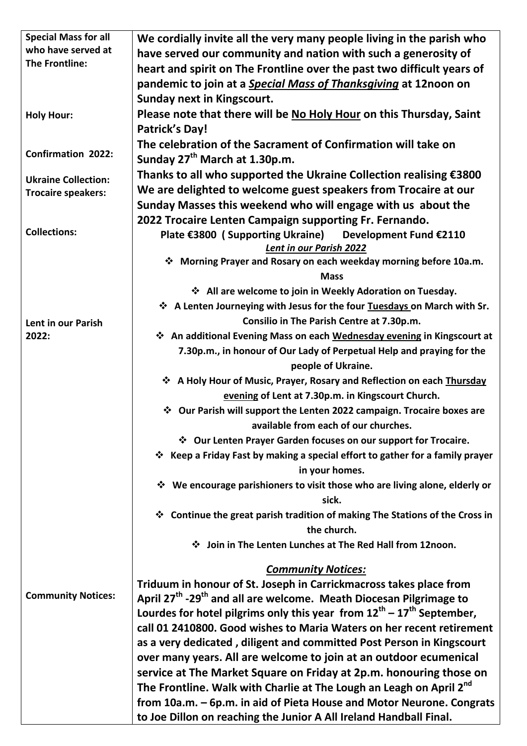| | |
|---|---|
| **Special Mass for all who have served at The Frontline:** | **We cordially invite all the very many people living in the parish who have served our community and nation with such a generosity of heart and spirit on The Frontline over the past two difficult years of pandemic to join at a *Special Mass of Thanksgiving* at 12noon on Sunday next in Kingscourt.** |
| **Holy Hour:** | **Please note that there will be No Holy Hour on this Thursday, Saint Patrick's Day!** |
| **Confirmation 2022:** | **The celebration of the Sacrament of Confirmation will take on Sunday 27th March at 1.30p.m.** |
| **Ukraine Collection:** | **Thanks to all who supported the Ukraine Collection realising €3800** |
| **Trocaire speakers:** | **We are delighted to welcome guest speakers from Trocaire at our Sunday Masses this weekend who will engage with us about the 2022 Trocaire Lenten Campaign supporting Fr. Fernando.** |
| **Collections:** | **Plate €3800 ( Supporting Ukraine) Development Fund €2110** |
| **Lent in our Parish 2022:** | ***Lent in our Parish 2022*** <br> ❖ **Morning Prayer and Rosary on each weekday morning before 10a.m. Mass** <br> ❖ **All are welcome to join in Weekly Adoration on Tuesday.** <br> ❖ **A Lenten Journeying with Jesus for the four Tuesdays on March with Sr. Consilio in The Parish Centre at 7.30p.m.** <br> ❖ **An additional Evening Mass on each Wednesday evening in Kingscourt at 7.30p.m., in honour of Our Lady of Perpetual Help and praying for the people of Ukraine.** <br> ❖ **A Holy Hour of Music, Prayer, Rosary and Reflection on each Thursday evening of Lent at 7.30p.m. in Kingscourt Church.** <br> ❖ **Our Parish will support the Lenten 2022 campaign. Trocaire boxes are available from each of our churches.** <br> ❖ **Our Lenten Prayer Garden focuses on our support for Trocaire.** <br> ❖ **Keep a Friday Fast by making a special effort to gather for a family prayer in your homes.** <br> ❖ **We encourage parishioners to visit those who are living alone, elderly or sick.** <br> ❖ **Continue the great parish tradition of making The Stations of the Cross in the church.** <br> ❖ **Join in The Lenten Lunches at The Red Hall from 12noon.** |
| **Community Notices:** | ***Community Notices:*** <br> **Triduum in honour of St. Joseph in Carrickmacross takes place from April 27th -29th and all are welcome. Meath Diocesan Pilgrimage to Lourdes for hotel pilgrims only this year from 12th – 17th September, call 01 2410800. Good wishes to Maria Waters on her recent retirement as a very dedicated , diligent and committed Post Person in Kingscourt over many years. All are welcome to join at an outdoor ecumenical service at The Market Square on Friday at 2p.m. honouring those on The Frontline. Walk with Charlie at The Lough an Leagh on April 2nd from 10a.m. – 6p.m. in aid of Pieta House and Motor Neurone. Congrats to Joe Dillon on reaching the Junior A All Ireland Handball Final.** |